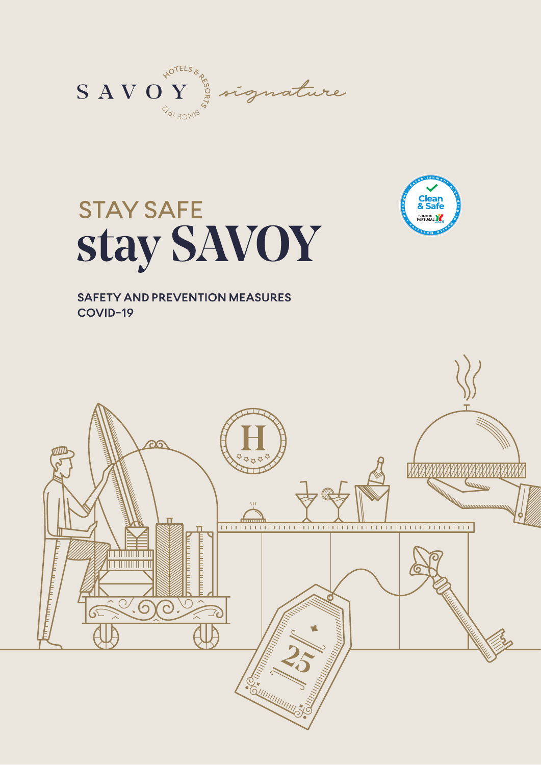SAVOY HOTELS & RESORTS SINCE 1912 signature

# STAY SAFE stay SAVOY

**SAFETY AND PREVENTION MEASURES COVID-19**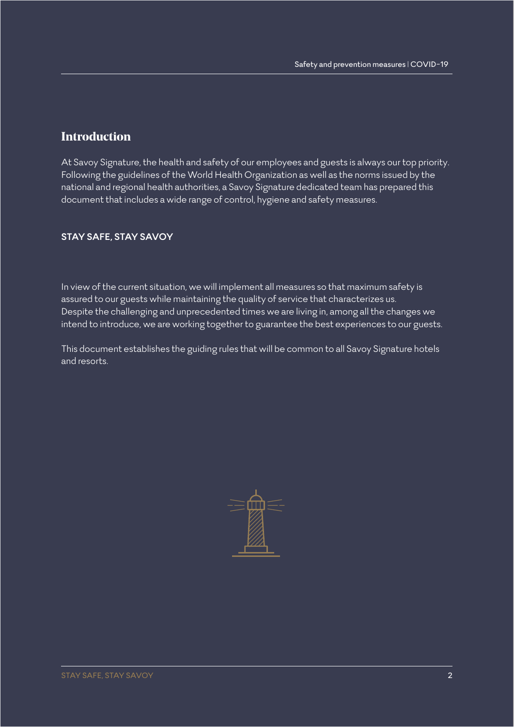## Introduction

At Savoy Signature, the health and safety of our employees and guests is always our top priority. Following the guidelines of the World Health Organization as well as the norms issued by the national and regional health authorities, a Savoy Signature dedicated team has prepared this document that includes a wide range of control, hygiene and safety measures.

**STAY SAFE, STAY SAVOY**

In view of the current situation, we will implement all measures so that maximum safety is assured to our guests while maintaining the quality of service that characterizes us.
Despite the challenging and unprecedented times we are living in, among all the changes we intend to introduce, we are working together to guarantee the best experiences to our guests.

This document establishes the guiding rules that will be common to all Savoy Signature hotels and resorts.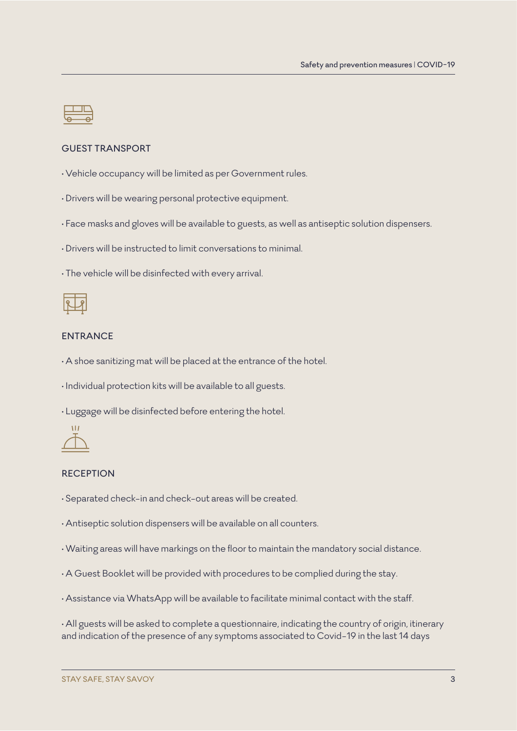## GUEST TRANSPORT

- Vehicle occupancy will be limited as per Government rules.
- Drivers will be wearing personal protective equipment.
- Face masks and gloves will be available to guests, as well as antiseptic solution dispensers.
- Drivers will be instructed to limit conversations to minimal.
- The vehicle will be disinfected with every arrival.

## ENTRANCE

- A shoe sanitizing mat will be placed at the entrance of the hotel.
- Individual protection kits will be available to all guests.
- Luggage will be disinfected before entering the hotel.

## RECEPTION

- Separated check-in and check-out areas will be created.
- Antiseptic solution dispensers will be available on all counters.
- Waiting areas will have markings on the floor to maintain the mandatory social distance.
- A Guest Booklet will be provided with procedures to be complied during the stay.
- Assistance via WhatsApp will be available to facilitate minimal contact with the staff.
- All guests will be asked to complete a questionnaire, indicating the country of origin, itinerary and indication of the presence of any symptoms associated to Covid-19 in the last 14 days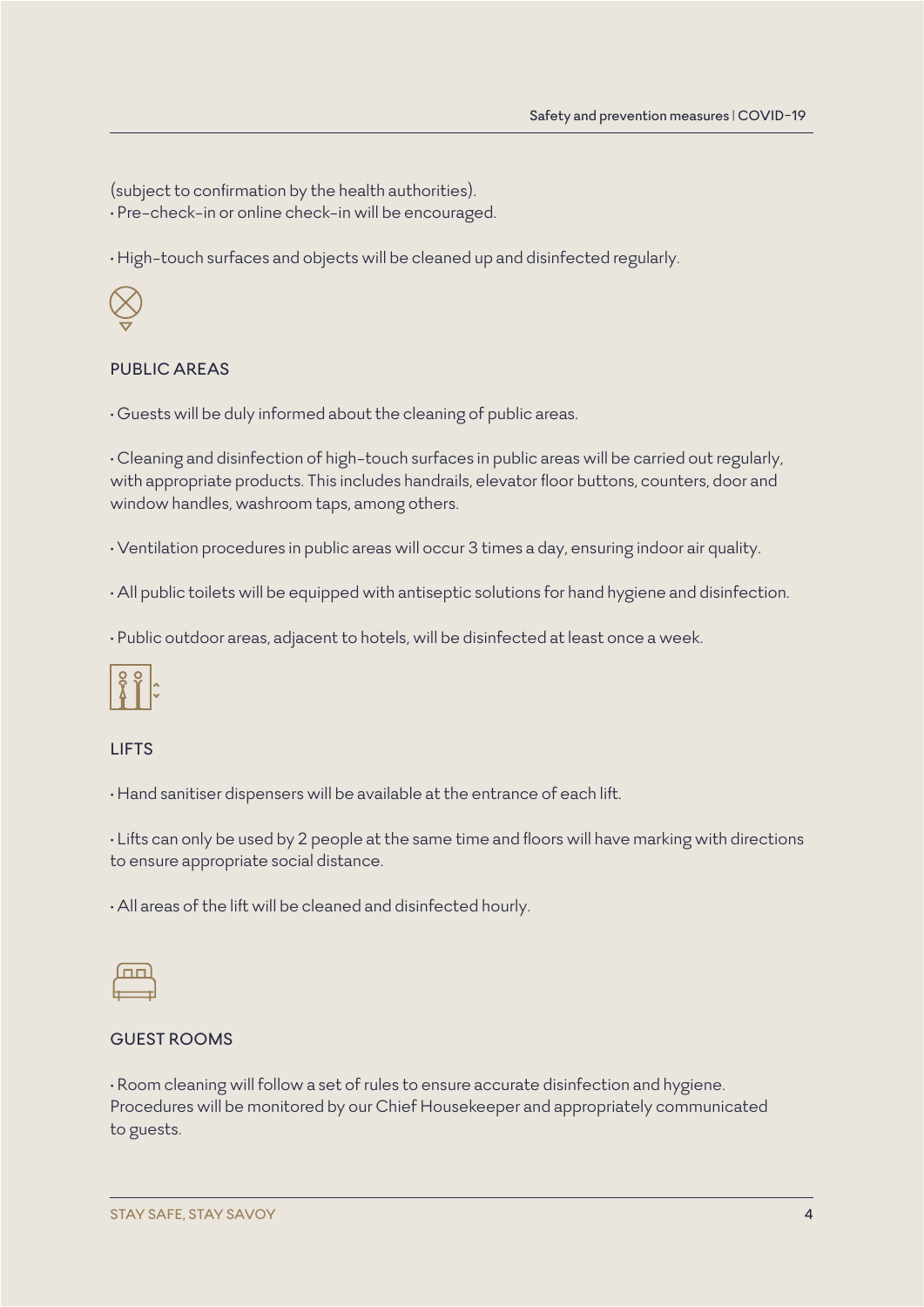(subject to confirmation by the health authorities).
- Pre-check-in or online check-in will be encouraged.

- High-touch surfaces and objects will be cleaned up and disinfected regularly.

## PUBLIC AREAS

- Guests will be duly informed about the cleaning of public areas.

- Cleaning and disinfection of high-touch surfaces in public areas will be carried out regularly, with appropriate products. This includes handrails, elevator floor buttons, counters, door and window handles, washroom taps, among others.

- Ventilation procedures in public areas will occur 3 times a day, ensuring indoor air quality.

- All public toilets will be equipped with antiseptic solutions for hand hygiene and disinfection.

- Public outdoor areas, adjacent to hotels, will be disinfected at least once a week.

## LIFTS

- Hand sanitiser dispensers will be available at the entrance of each lift.

- Lifts can only be used by 2 people at the same time and floors will have marking with directions to ensure appropriate social distance.

- All areas of the lift will be cleaned and disinfected hourly.

## GUEST ROOMS

- Room cleaning will follow a set of rules to ensure accurate disinfection and hygiene. Procedures will be monitored by our Chief Housekeeper and appropriately communicated to guests.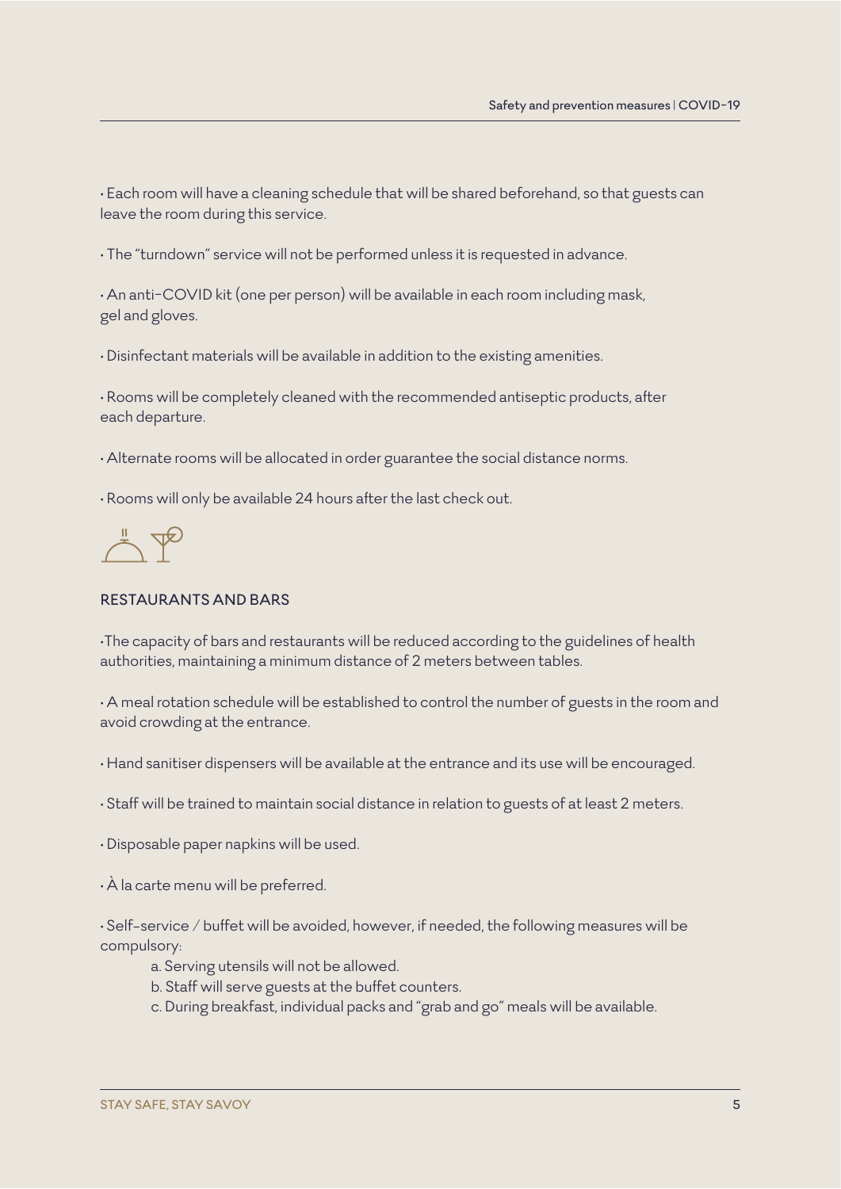· Each room will have a cleaning schedule that will be shared beforehand, so that guests can leave the room during this service.

· The "turndown" service will not be performed unless it is requested in advance.

· An anti-COVID kit (one per person) will be available in each room including mask, gel and gloves.

· Disinfectant materials will be available in addition to the existing amenities.

· Rooms will be completely cleaned with the recommended antiseptic products, after each departure.

· Alternate rooms will be allocated in order guarantee the social distance norms.

· Rooms will only be available 24 hours after the last check out.

## RESTAURANTS AND BARS

·The capacity of bars and restaurants will be reduced according to the guidelines of health authorities, maintaining a minimum distance of 2 meters between tables.

· A meal rotation schedule will be established to control the number of guests in the room and avoid crowding at the entrance.

· Hand sanitiser dispensers will be available at the entrance and its use will be encouraged.

· Staff will be trained to maintain social distance in relation to guests of at least 2 meters.

· Disposable paper napkins will be used.

· À la carte menu will be preferred.

· Self-service / buffet will be avoided, however, if needed, the following measures will be compulsory:

   a. Serving utensils will not be allowed.
   b. Staff will serve guests at the buffet counters.
   c. During breakfast, individual packs and "grab and go" meals will be available.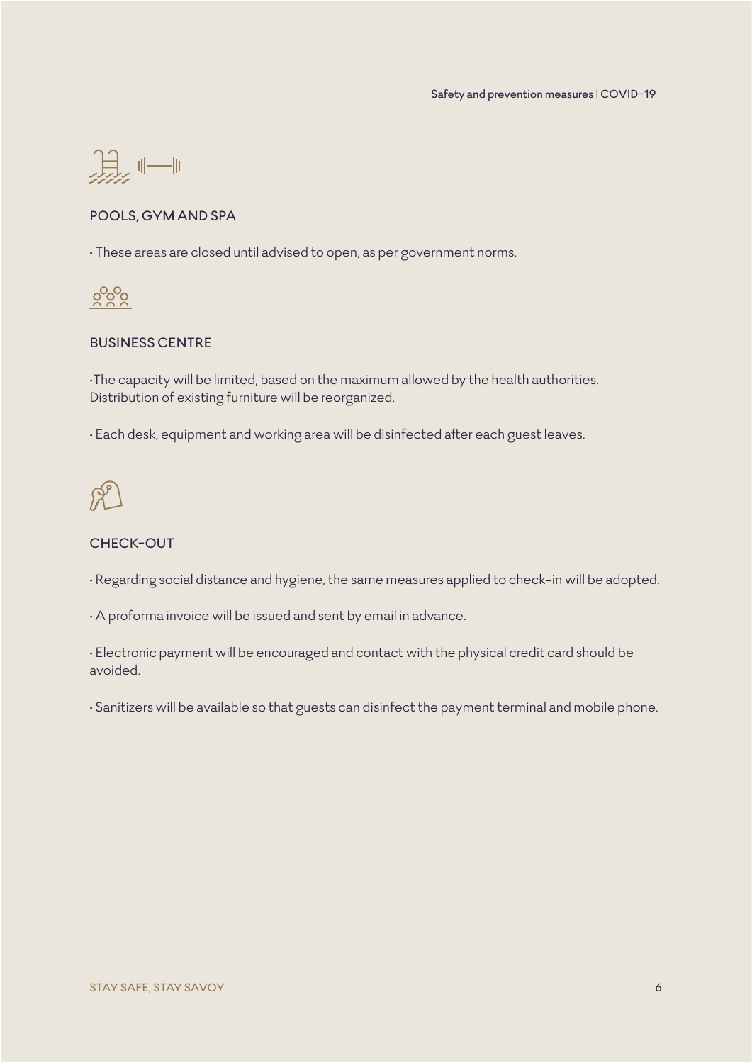## POOLS, GYM AND SPA

- These areas are closed until advised to open, as per government norms.

## BUSINESS CENTRE

- The capacity will be limited, based on the maximum allowed by the health authorities. Distribution of existing furniture will be reorganized.

- Each desk, equipment and working area will be disinfected after each guest leaves.

## CHECK-OUT

- Regarding social distance and hygiene, the same measures applied to check-in will be adopted.

- A proforma invoice will be issued and sent by email in advance.

- Electronic payment will be encouraged and contact with the physical credit card should be avoided.

- Sanitizers will be available so that guests can disinfect the payment terminal and mobile phone.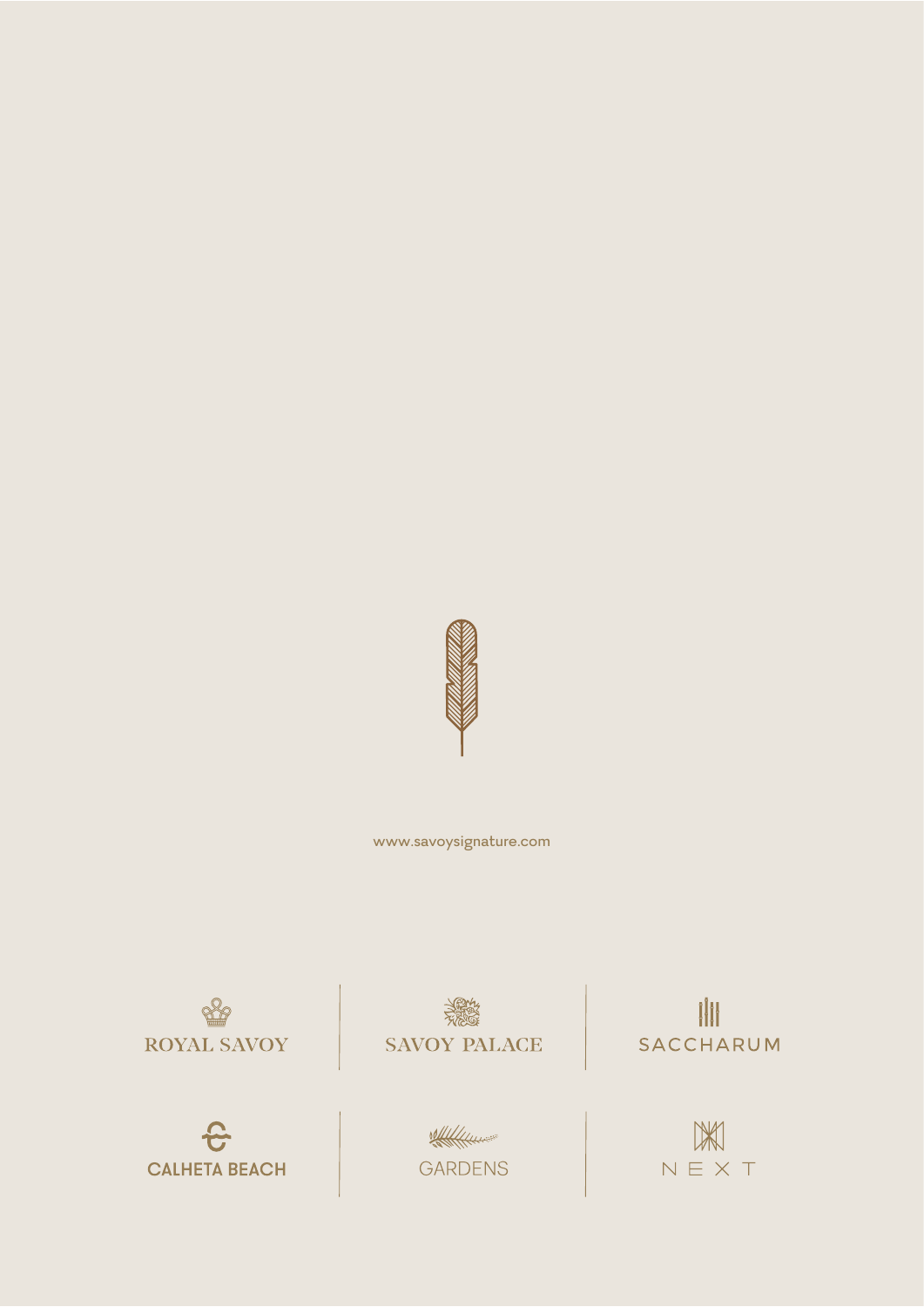www.savoysignature.com

ROYAL SAVOY

SAVOY PALACE

SACCHARUM

CALHETA BEACH

GARDENS

NEXT